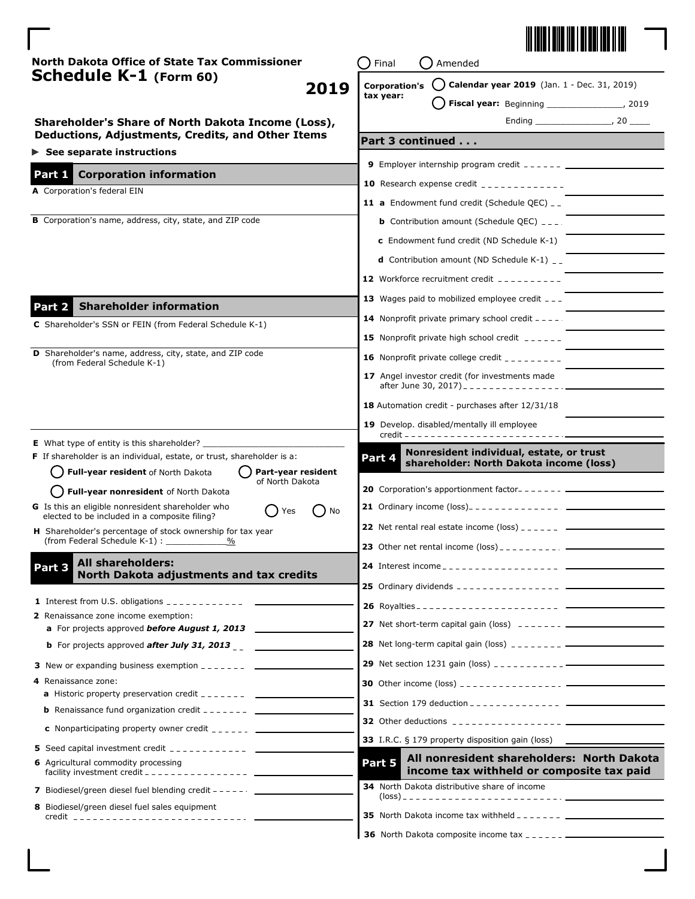# North Dakota Office of State Tax Commissioner

# Schedule K-1 (Form 60) 2019

○ Final ○ Amended

**Corporation's tax year:** ○ **Calendar year 2019** (Jan. 1 - Dec. 31, 2019)

○ **Fiscal year:** Beginning _______________, 2019 Ending _______________, 20 ____

## Shareholder's Share of North Dakota Income (Loss), Deductions, Adjustments, Credits, and Other Items

► **See separate instructions**

## Part 1 Corporation information

**A** Corporation's federal EIN

**B** Corporation's name, address, city, state, and ZIP code

## Part 2 Shareholder information

**C** Shareholder's SSN or FEIN (from Federal Schedule K-1)

**D** Shareholder's name, address, city, state, and ZIP code (from Federal Schedule K-1)

**E** What type of entity is this shareholder? ______________________________

**F** If shareholder is an individual, estate, or trust, shareholder is a:

○ **Full-year resident** of North Dakota ○ **Part-year resident** of North Dakota ○ **Full-year nonresident** of North Dakota

**G** Is this an eligible nonresident shareholder who elected to be included in a composite filing? ○ Yes ○ No

**H** Shareholder's percentage of stock ownership for tax year (from Federal Schedule K-1) : ____________%

## Part 3 All shareholders: North Dakota adjustments and tax credits

**1** Interest from U.S. obligations

**2** Renaissance zone income exemption:

**a** For projects approved ***before August 1, 2013***

**b** For projects approved ***after July 31, 2013***

**3** New or expanding business exemption

**4** Renaissance zone:

**a** Historic property preservation credit

**b** Renaissance fund organization credit

**c** Nonparticipating property owner credit

**5** Seed capital investment credit

**6** Agricultural commodity processing facility investment credit

**7** Biodiesel/green diesel fuel blending credit

**8** Biodiesel/green diesel fuel sales equipment credit

**Part 3 continued . . .**

**9** Employer internship program credit

**10** Research expense credit

**11 a** Endowment fund credit (Schedule QEC)

**b** Contribution amount (Schedule QEC)

**c** Endowment fund credit (ND Schedule K-1)

**d** Contribution amount (ND Schedule K-1)

**12** Workforce recruitment credit

**13** Wages paid to mobilized employee credit

**14** Nonprofit private primary school credit

**15** Nonprofit private high school credit

**16** Nonprofit private college credit

**17** Angel investor credit (for investments made after June 30, 2017)

**18** Automation credit - purchases after 12/31/18

**19** Develop. disabled/mentally ill employee credit

## Part 4 Nonresident individual, estate, or trust shareholder: North Dakota income (loss)

**20** Corporation's apportionment factor

**21** Ordinary income (loss)

**22** Net rental real estate income (loss)

**23** Other net rental income (loss)

**24** Interest income

**25** Ordinary dividends

**26** Royalties

**27** Net short-term capital gain (loss)

**28** Net long-term capital gain (loss)

**29** Net section 1231 gain (loss)

**30** Other income (loss)

**31** Section 179 deduction

**32** Other deductions

**33** I.R.C. § 179 property disposition gain (loss)

## Part 5 All nonresident shareholders: North Dakota income tax withheld or composite tax paid

**34** North Dakota distributive share of income (loss)

**35** North Dakota income tax withheld

**36** North Dakota composite income tax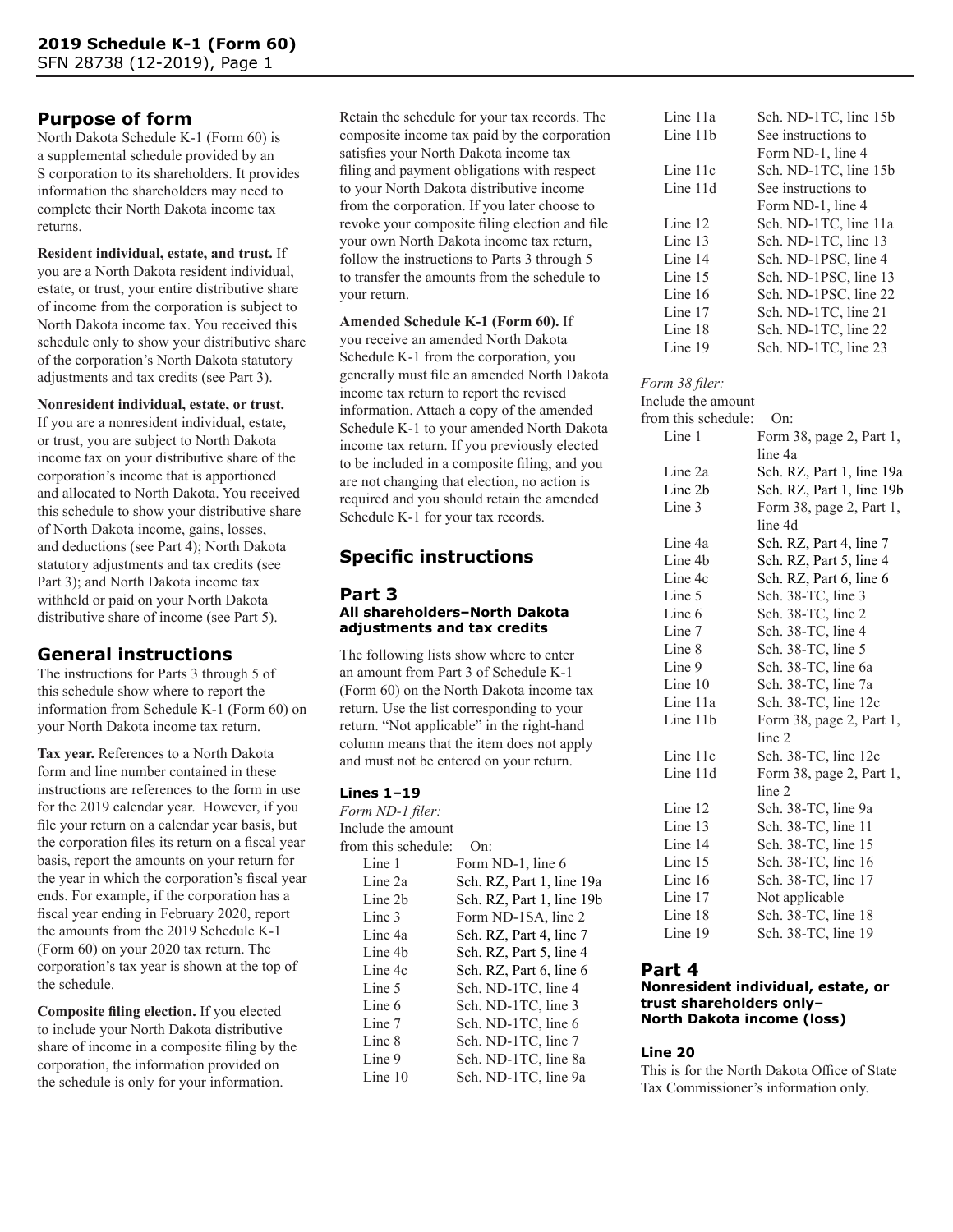## Purpose of form

North Dakota Schedule K-1 (Form 60) is a supplemental schedule provided by an S corporation to its shareholders. It provides information the shareholders may need to complete their North Dakota income tax returns.

**Resident individual, estate, and trust.** If you are a North Dakota resident individual, estate, or trust, your entire distributive share of income from the corporation is subject to North Dakota income tax. You received this schedule only to show your distributive share of the corporation's North Dakota statutory adjustments and tax credits (see Part 3).

**Nonresident individual, estate, or trust.** If you are a nonresident individual, estate, or trust, you are subject to North Dakota income tax on your distributive share of the corporation's income that is apportioned and allocated to North Dakota. You received this schedule to show your distributive share of North Dakota income, gains, losses, and deductions (see Part 4); North Dakota statutory adjustments and tax credits (see Part 3); and North Dakota income tax withheld or paid on your North Dakota distributive share of income (see Part 5).

## General instructions

The instructions for Parts 3 through 5 of this schedule show where to report the information from Schedule K-1 (Form 60) on your North Dakota income tax return.

**Tax year.** References to a North Dakota form and line number contained in these instructions are references to the form in use for the 2019 calendar year. However, if you file your return on a calendar year basis, but the corporation files its return on a fiscal year basis, report the amounts on your return for the year in which the corporation's fiscal year ends. For example, if the corporation has a fiscal year ending in February 2020, report the amounts from the 2019 Schedule K-1 (Form 60) on your 2020 tax return. The corporation's tax year is shown at the top of the schedule.

**Composite filing election.** If you elected to include your North Dakota distributive share of income in a composite filing by the corporation, the information provided on the schedule is only for your information. Retain the schedule for your tax records. The composite income tax paid by the corporation satisfies your North Dakota income tax filing and payment obligations with respect to your North Dakota distributive income from the corporation. If you later choose to revoke your composite filing election and file your own North Dakota income tax return, follow the instructions to Parts 3 through 5 to transfer the amounts from the schedule to your return.

**Amended Schedule K-1 (Form 60).** If you receive an amended North Dakota Schedule K-1 from the corporation, you generally must file an amended North Dakota income tax return to report the revised information. Attach a copy of the amended Schedule K-1 to your amended North Dakota income tax return. If you previously elected to be included in a composite filing, and you are not changing that election, no action is required and you should retain the amended Schedule K-1 for your tax records.

## Specific instructions

### Part 3
**All shareholders–North Dakota adjustments and tax credits**

The following lists show where to enter an amount from Part 3 of Schedule K-1 (Form 60) on the North Dakota income tax return. Use the list corresponding to your return. "Not applicable" in the right-hand column means that the item does not apply and must not be entered on your return.

#### Lines 1–19

*Form ND-1 filer:*

| Include the amount from this schedule: | On: |
|---|---|
| Line 1 | Form ND-1, line 6 |
| Line 2a | Sch. RZ, Part 1, line 19a |
| Line 2b | Sch. RZ, Part 1, line 19b |
| Line 3 | Form ND-1SA, line 2 |
| Line 4a | Sch. RZ, Part 4, line 7 |
| Line 4b | Sch. RZ, Part 5, line 4 |
| Line 4c | Sch. RZ, Part 6, line 6 |
| Line 5 | Sch. ND-1TC, line 4 |
| Line 6 | Sch. ND-1TC, line 3 |
| Line 7 | Sch. ND-1TC, line 6 |
| Line 8 | Sch. ND-1TC, line 7 |
| Line 9 | Sch. ND-1TC, line 8a |
| Line 10 | Sch. ND-1TC, line 9a |
| Line 11a | Sch. ND-1TC, line 15b |
| Line 11b | See instructions to Form ND-1, line 4 |
| Line 11c | Sch. ND-1TC, line 15b |
| Line 11d | See instructions to Form ND-1, line 4 |
| Line 12 | Sch. ND-1TC, line 11a |
| Line 13 | Sch. ND-1TC, line 13 |
| Line 14 | Sch. ND-1PSC, line 4 |
| Line 15 | Sch. ND-1PSC, line 13 |
| Line 16 | Sch. ND-1PSC, line 22 |
| Line 17 | Sch. ND-1TC, line 21 |
| Line 18 | Sch. ND-1TC, line 22 |
| Line 19 | Sch. ND-1TC, line 23 |

*Form 38 filer:*

| Include the amount from this schedule: | On: |
|---|---|
| Line 1 | Form 38, page 2, Part 1, line 4a |
| Line 2a | Sch. RZ, Part 1, line 19a |
| Line 2b | Sch. RZ, Part 1, line 19b |
| Line 3 | Form 38, page 2, Part 1, line 4d |
| Line 4a | Sch. RZ, Part 4, line 7 |
| Line 4b | Sch. RZ, Part 5, line 4 |
| Line 4c | Sch. RZ, Part 6, line 6 |
| Line 5 | Sch. 38-TC, line 3 |
| Line 6 | Sch. 38-TC, line 2 |
| Line 7 | Sch. 38-TC, line 4 |
| Line 8 | Sch. 38-TC, line 5 |
| Line 9 | Sch. 38-TC, line 6a |
| Line 10 | Sch. 38-TC, line 7a |
| Line 11a | Sch. 38-TC, line 12c |
| Line 11b | Form 38, page 2, Part 1, line 2 |
| Line 11c | Sch. 38-TC, line 12c |
| Line 11d | Form 38, page 2, Part 1, line 2 |
| Line 12 | Sch. 38-TC, line 9a |
| Line 13 | Sch. 38-TC, line 11 |
| Line 14 | Sch. 38-TC, line 15 |
| Line 15 | Sch. 38-TC, line 16 |
| Line 16 | Sch. 38-TC, line 17 |
| Line 17 | Not applicable |
| Line 18 | Sch. 38-TC, line 18 |
| Line 19 | Sch. 38-TC, line 19 |

### Part 4
**Nonresident individual, estate, or trust shareholders only– North Dakota income (loss)**

#### Line 20

This is for the North Dakota Office of State Tax Commissioner's information only.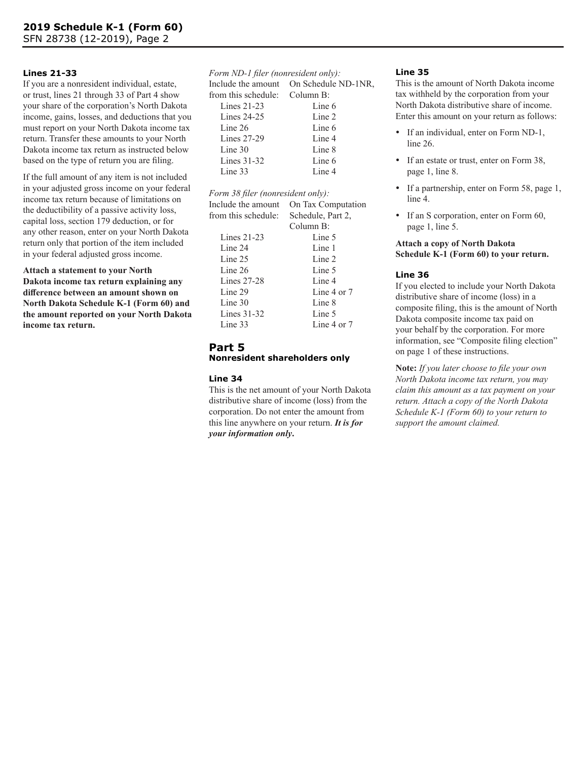### Lines 21-33

If you are a nonresident individual, estate, or trust, lines 21 through 33 of Part 4 show your share of the corporation's North Dakota income, gains, losses, and deductions that you must report on your North Dakota income tax return. Transfer these amounts to your North Dakota income tax return as instructed below based on the type of return you are filing.

If the full amount of any item is not included in your adjusted gross income on your federal income tax return because of limitations on the deductibility of a passive activity loss, capital loss, section 179 deduction, or for any other reason, enter on your North Dakota return only that portion of the item included in your federal adjusted gross income.

**Attach a statement to your North Dakota income tax return explaining any difference between an amount shown on North Dakota Schedule K-1 (Form 60) and the amount reported on your North Dakota income tax return.**

*Form ND-1 filer (nonresident only):*

| Include the amount from this schedule: | On Schedule ND-1NR, Column B: |
|---|---|
| Lines 21-23 | Line 6 |
| Lines 24-25 | Line 2 |
| Line 26 | Line 6 |
| Lines 27-29 | Line 4 |
| Line 30 | Line 8 |
| Lines 31-32 | Line 6 |
| Line 33 | Line 4 |

*Form 38 filer (nonresident only):*

| Include the amount from this schedule: | On Tax Computation Schedule, Part 2, Column B: |
|---|---|
| Lines 21-23 | Line 5 |
| Line 24 | Line 1 |
| Line 25 | Line 2 |
| Line 26 | Line 5 |
| Lines 27-28 | Line 4 |
| Line 29 | Line 4 or 7 |
| Line 30 | Line 8 |
| Lines 31-32 | Line 5 |
| Line 33 | Line 4 or 7 |

## Part 5
**Nonresident shareholders only**

### Line 34

This is the net amount of your North Dakota distributive share of income (loss) from the corporation. Do not enter the amount from this line anywhere on your return. ***It is for your information only.***

### Line 35

This is the amount of North Dakota income tax withheld by the corporation from your North Dakota distributive share of income. Enter this amount on your return as follows:

- If an individual, enter on Form ND-1, line 26.
- If an estate or trust, enter on Form 38, page 1, line 8.
- If a partnership, enter on Form 58, page 1, line 4.
- If an S corporation, enter on Form 60, page 1, line 5.

**Attach a copy of North Dakota Schedule K-1 (Form 60) to your return.**

### Line 36

If you elected to include your North Dakota distributive share of income (loss) in a composite filing, this is the amount of North Dakota composite income tax paid on your behalf by the corporation. For more information, see "Composite filing election" on page 1 of these instructions.

**Note:** *If you later choose to file your own North Dakota income tax return, you may claim this amount as a tax payment on your return. Attach a copy of the North Dakota Schedule K-1 (Form 60) to your return to support the amount claimed.*